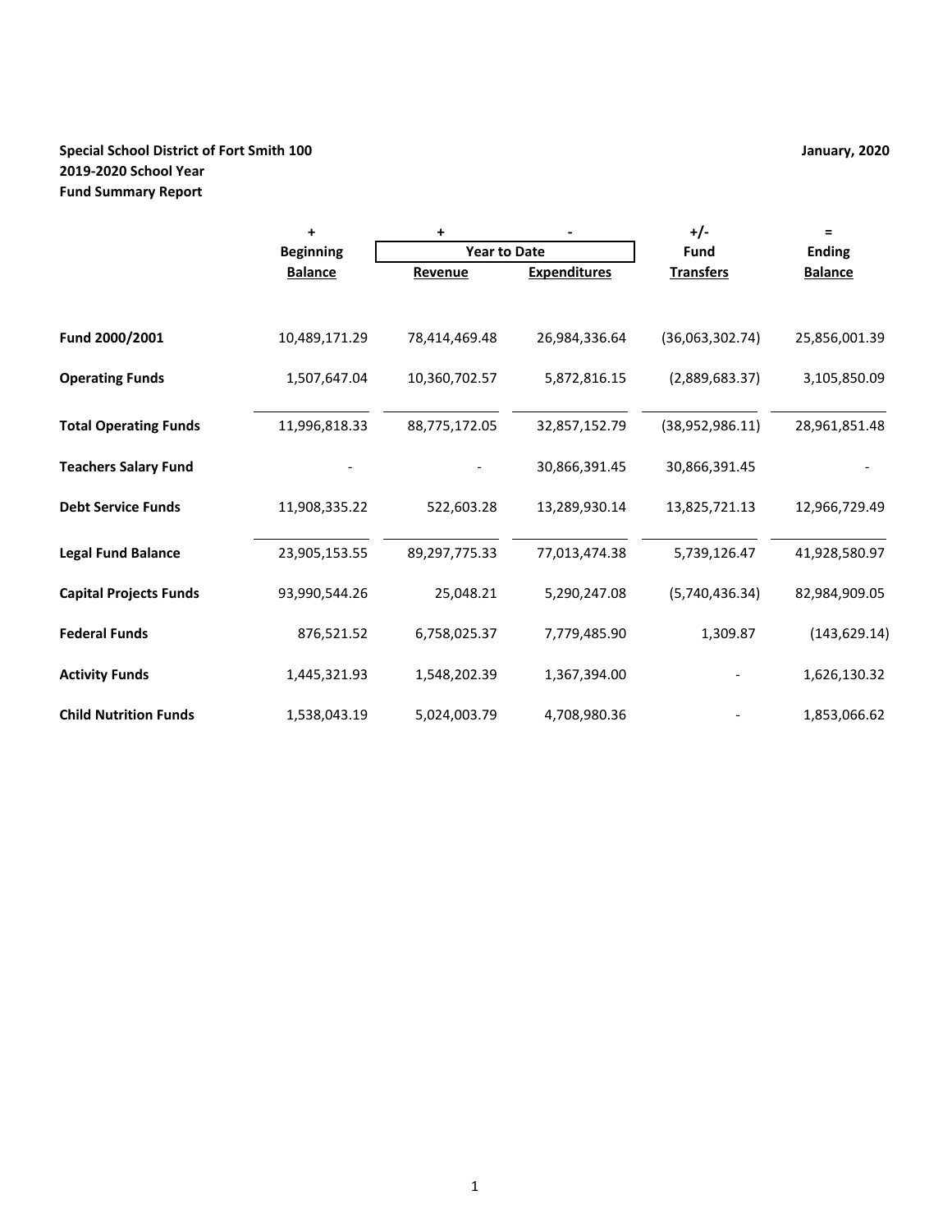**Special School District of Fort Smith 100**
**2019-2020 School Year**
**Fund Summary Report**

**January, 2020**

| | + | + | - | +/- | = |
|---|---|---|---|---|---|
| | | Year to Date | | | |
| | Beginning Balance | Revenue | Expenditures | Fund Transfers | Ending Balance |
| **Fund 2000/2001** | 10,489,171.29 | 78,414,469.48 | 26,984,336.64 | (36,063,302.74) | 25,856,001.39 |
| **Operating Funds** | 1,507,647.04 | 10,360,702.57 | 5,872,816.15 | (2,889,683.37) | 3,105,850.09 |
| **Total Operating Funds** | 11,996,818.33 | 88,775,172.05 | 32,857,152.79 | (38,952,986.11) | 28,961,851.48 |
| **Teachers Salary Fund** | - | - | 30,866,391.45 | 30,866,391.45 | - |
| **Debt Service Funds** | 11,908,335.22 | 522,603.28 | 13,289,930.14 | 13,825,721.13 | 12,966,729.49 |
| **Legal Fund Balance** | 23,905,153.55 | 89,297,775.33 | 77,013,474.38 | 5,739,126.47 | 41,928,580.97 |
| **Capital Projects Funds** | 93,990,544.26 | 25,048.21 | 5,290,247.08 | (5,740,436.34) | 82,984,909.05 |
| **Federal Funds** | 876,521.52 | 6,758,025.37 | 7,779,485.90 | 1,309.87 | (143,629.14) |
| **Activity Funds** | 1,445,321.93 | 1,548,202.39 | 1,367,394.00 | - | 1,626,130.32 |
| **Child Nutrition Funds** | 1,538,043.19 | 5,024,003.79 | 4,708,980.36 | - | 1,853,066.62 |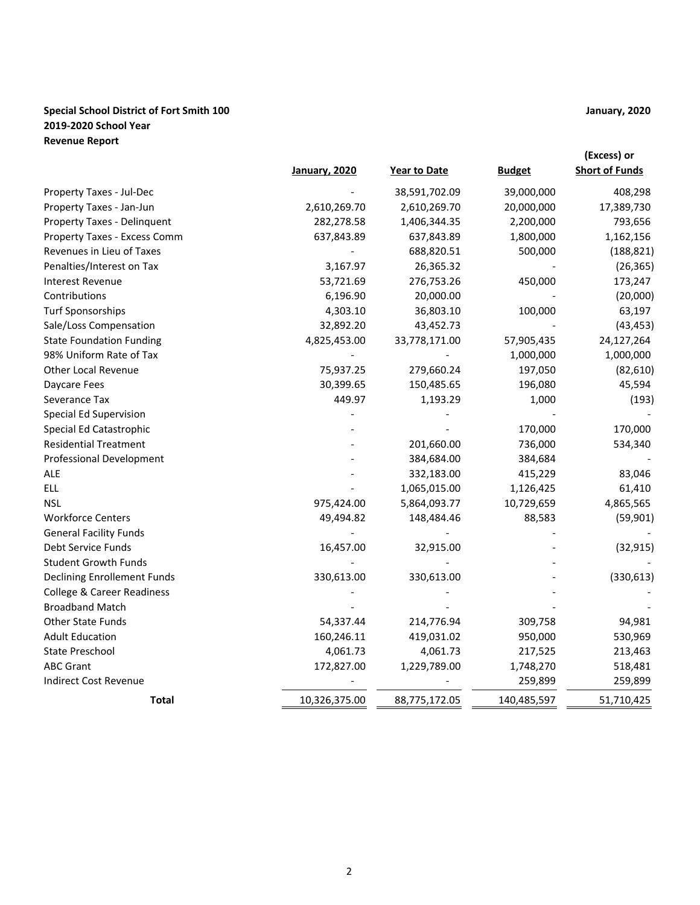**Special School District of Fort Smith 100** **January, 2020**
**2019-2020 School Year**
**Revenue Report**

| | January, 2020 | Year to Date | Budget | (Excess) or Short of Funds |
|---|---|---|---|---|
| Property Taxes - Jul-Dec | - | 38,591,702.09 | 39,000,000 | 408,298 |
| Property Taxes - Jan-Jun | 2,610,269.70 | 2,610,269.70 | 20,000,000 | 17,389,730 |
| Property Taxes - Delinquent | 282,278.58 | 1,406,344.35 | 2,200,000 | 793,656 |
| Property Taxes - Excess Comm | 637,843.89 | 637,843.89 | 1,800,000 | 1,162,156 |
| Revenues in Lieu of Taxes | - | 688,820.51 | 500,000 | (188,821) |
| Penalties/Interest on Tax | 3,167.97 | 26,365.32 | - | (26,365) |
| Interest Revenue | 53,721.69 | 276,753.26 | 450,000 | 173,247 |
| Contributions | 6,196.90 | 20,000.00 | - | (20,000) |
| Turf Sponsorships | 4,303.10 | 36,803.10 | 100,000 | 63,197 |
| Sale/Loss Compensation | 32,892.20 | 43,452.73 | - | (43,453) |
| State Foundation Funding | 4,825,453.00 | 33,778,171.00 | 57,905,435 | 24,127,264 |
| 98% Uniform Rate of Tax | - | - | 1,000,000 | 1,000,000 |
| Other Local Revenue | 75,937.25 | 279,660.24 | 197,050 | (82,610) |
| Daycare Fees | 30,399.65 | 150,485.65 | 196,080 | 45,594 |
| Severance Tax | 449.97 | 1,193.29 | 1,000 | (193) |
| Special Ed Supervision | - | - | - | - |
| Special Ed Catastrophic | - | - | 170,000 | 170,000 |
| Residential Treatment | - | 201,660.00 | 736,000 | 534,340 |
| Professional Development | - | 384,684.00 | 384,684 | - |
| ALE | - | 332,183.00 | 415,229 | 83,046 |
| ELL | - | 1,065,015.00 | 1,126,425 | 61,410 |
| NSL | 975,424.00 | 5,864,093.77 | 10,729,659 | 4,865,565 |
| Workforce Centers | 49,494.82 | 148,484.46 | 88,583 | (59,901) |
| General Facility Funds | - | - | - | - |
| Debt Service Funds | 16,457.00 | 32,915.00 | - | (32,915) |
| Student Growth Funds | - | - | - | - |
| Declining Enrollement Funds | 330,613.00 | 330,613.00 | - | (330,613) |
| College & Career Readiness | - | - | - | - |
| Broadband Match | - | - | - | - |
| Other State Funds | 54,337.44 | 214,776.94 | 309,758 | 94,981 |
| Adult Education | 160,246.11 | 419,031.02 | 950,000 | 530,969 |
| State Preschool | 4,061.73 | 4,061.73 | 217,525 | 213,463 |
| ABC Grant | 172,827.00 | 1,229,789.00 | 1,748,270 | 518,481 |
| Indirect Cost Revenue | - | - | 259,899 | 259,899 |
| **Total** | 10,326,375.00 | 88,775,172.05 | 140,485,597 | 51,710,425 |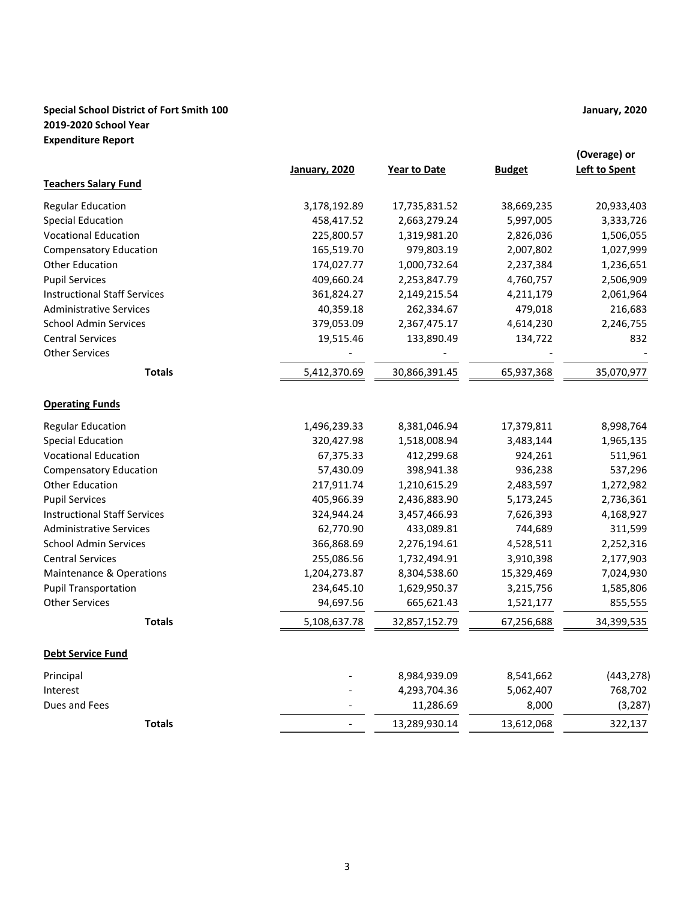**Special School District of Fort Smith 100**
**2019-2020 School Year**
**Expenditure Report**

**January, 2020**

| | January, 2020 | Year to Date | Budget | (Overage) or Left to Spent |
|---|---|---|---|---|
| **Teachers Salary Fund** | | | | |
| Regular Education | 3,178,192.89 | 17,735,831.52 | 38,669,235 | 20,933,403 |
| Special Education | 458,417.52 | 2,663,279.24 | 5,997,005 | 3,333,726 |
| Vocational Education | 225,800.57 | 1,319,981.20 | 2,826,036 | 1,506,055 |
| Compensatory Education | 165,519.70 | 979,803.19 | 2,007,802 | 1,027,999 |
| Other Education | 174,027.77 | 1,000,732.64 | 2,237,384 | 1,236,651 |
| Pupil Services | 409,660.24 | 2,253,847.79 | 4,760,757 | 2,506,909 |
| Instructional Staff Services | 361,824.27 | 2,149,215.54 | 4,211,179 | 2,061,964 |
| Administrative Services | 40,359.18 | 262,334.67 | 479,018 | 216,683 |
| School Admin Services | 379,053.09 | 2,367,475.17 | 4,614,230 | 2,246,755 |
| Central Services | 19,515.46 | 133,890.49 | 134,722 | 832 |
| Other Services | - | - | - | - |
| **Totals** | 5,412,370.69 | 30,866,391.45 | 65,937,368 | 35,070,977 |
| **Operating Funds** | | | | |
| Regular Education | 1,496,239.33 | 8,381,046.94 | 17,379,811 | 8,998,764 |
| Special Education | 320,427.98 | 1,518,008.94 | 3,483,144 | 1,965,135 |
| Vocational Education | 67,375.33 | 412,299.68 | 924,261 | 511,961 |
| Compensatory Education | 57,430.09 | 398,941.38 | 936,238 | 537,296 |
| Other Education | 217,911.74 | 1,210,615.29 | 2,483,597 | 1,272,982 |
| Pupil Services | 405,966.39 | 2,436,883.90 | 5,173,245 | 2,736,361 |
| Instructional Staff Services | 324,944.24 | 3,457,466.93 | 7,626,393 | 4,168,927 |
| Administrative Services | 62,770.90 | 433,089.81 | 744,689 | 311,599 |
| School Admin Services | 366,868.69 | 2,276,194.61 | 4,528,511 | 2,252,316 |
| Central Services | 255,086.56 | 1,732,494.91 | 3,910,398 | 2,177,903 |
| Maintenance & Operations | 1,204,273.87 | 8,304,538.60 | 15,329,469 | 7,024,930 |
| Pupil Transportation | 234,645.10 | 1,629,950.37 | 3,215,756 | 1,585,806 |
| Other Services | 94,697.56 | 665,621.43 | 1,521,177 | 855,555 |
| **Totals** | 5,108,637.78 | 32,857,152.79 | 67,256,688 | 34,399,535 |
| **Debt Service Fund** | | | | |
| Principal | - | 8,984,939.09 | 8,541,662 | (443,278) |
| Interest | - | 4,293,704.36 | 5,062,407 | 768,702 |
| Dues and Fees | - | 11,286.69 | 8,000 | (3,287) |
| **Totals** | - | 13,289,930.14 | 13,612,068 | 322,137 |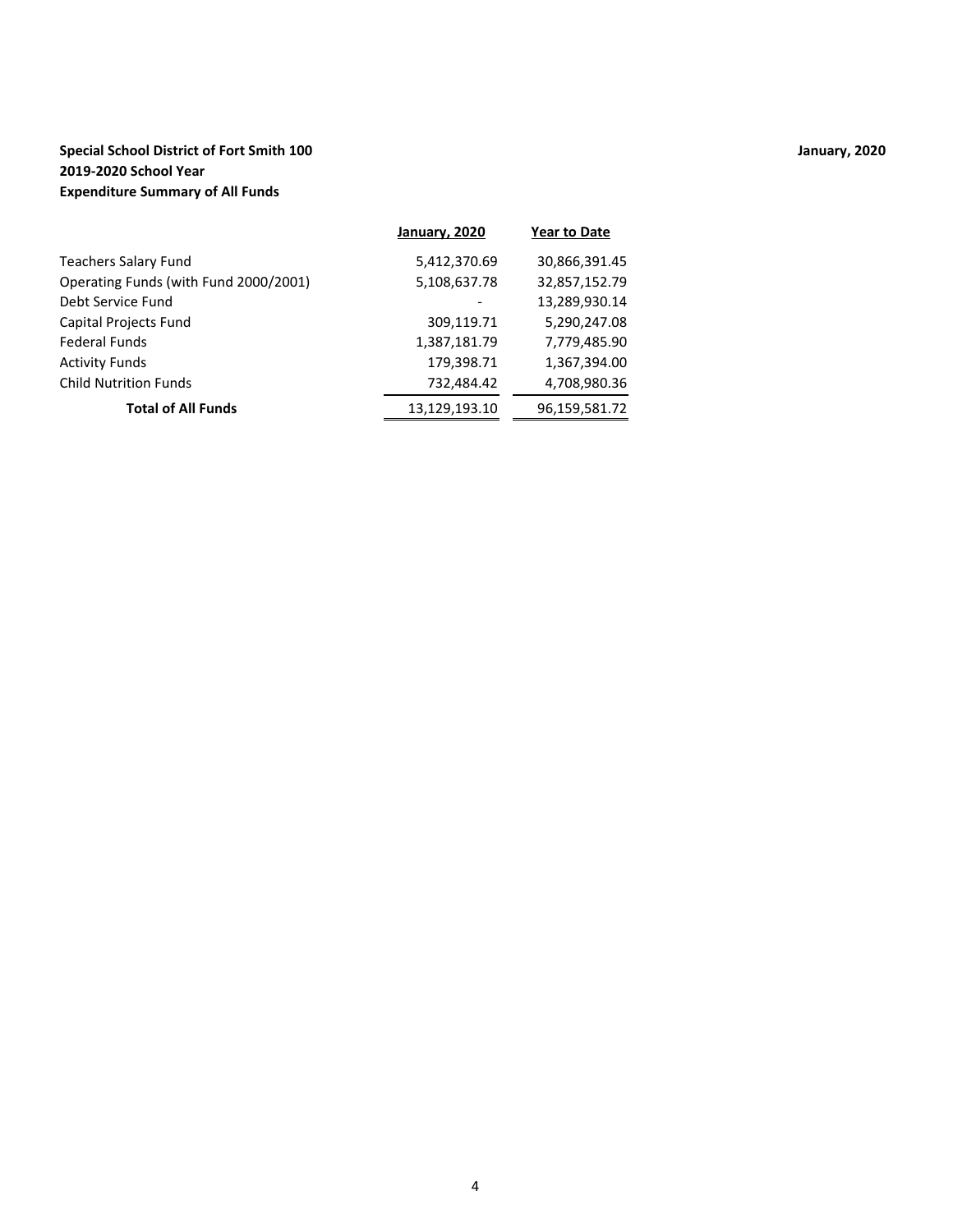**Special School District of Fort Smith 100** **January, 2020**

**2019-2020 School Year**

**Expenditure Summary of All Funds**

| | January, 2020 | Year to Date |
| --- | --- | --- |
| Teachers Salary Fund | 5,412,370.69 | 30,866,391.45 |
| Operating Funds (with Fund 2000/2001) | 5,108,637.78 | 32,857,152.79 |
| Debt Service Fund | - | 13,289,930.14 |
| Capital Projects Fund | 309,119.71 | 5,290,247.08 |
| Federal Funds | 1,387,181.79 | 7,779,485.90 |
| Activity Funds | 179,398.71 | 1,367,394.00 |
| Child Nutrition Funds | 732,484.42 | 4,708,980.36 |
| **Total of All Funds** | 13,129,193.10 | 96,159,581.72 |